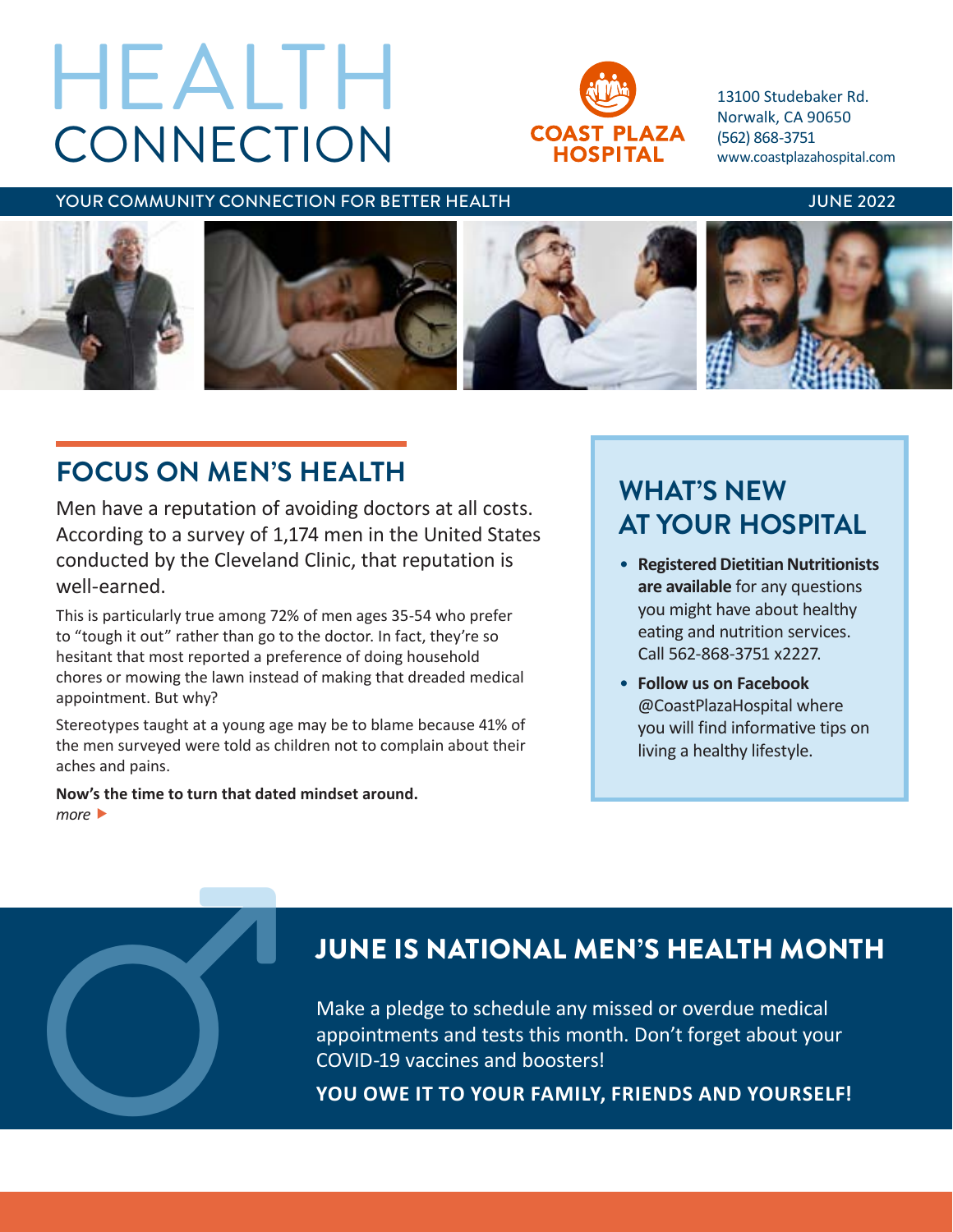# HEALTH CONNECTION

**COAST PLAZA HOSPITAL**

13100 Studebaker Rd.
Norwalk, CA 90650
(562) 868-3751
www.coastplazahospital.com

YOUR COMMUNITY CONNECTION FOR BETTER HEALTH — JUNE 2022

## FOCUS ON MEN'S HEALTH

Men have a reputation of avoiding doctors at all costs. According to a survey of 1,174 men in the United States conducted by the Cleveland Clinic, that reputation is well-earned.

This is particularly true among 72% of men ages 35-54 who prefer to "tough it out" rather than go to the doctor. In fact, they're so hesitant that most reported a preference of doing household chores or mowing the lawn instead of making that dreaded medical appointment. But why?

Stereotypes taught at a young age may be to blame because 41% of the men surveyed were told as children not to complain about their aches and pains.

**Now's the time to turn that dated mindset around.**

*more* ▶

## WHAT'S NEW AT YOUR HOSPITAL

- **Registered Dietitian Nutritionists are available** for any questions you might have about healthy eating and nutrition services. Call 562-868-3751 x2227.
- **Follow us on Facebook** @CoastPlazaHospital where you will find informative tips on living a healthy lifestyle.

## JUNE IS NATIONAL MEN'S HEALTH MONTH

Make a pledge to schedule any missed or overdue medical appointments and tests this month. Don't forget about your COVID-19 vaccines and boosters!

**YOU OWE IT TO YOUR FAMILY, FRIENDS AND YOURSELF!**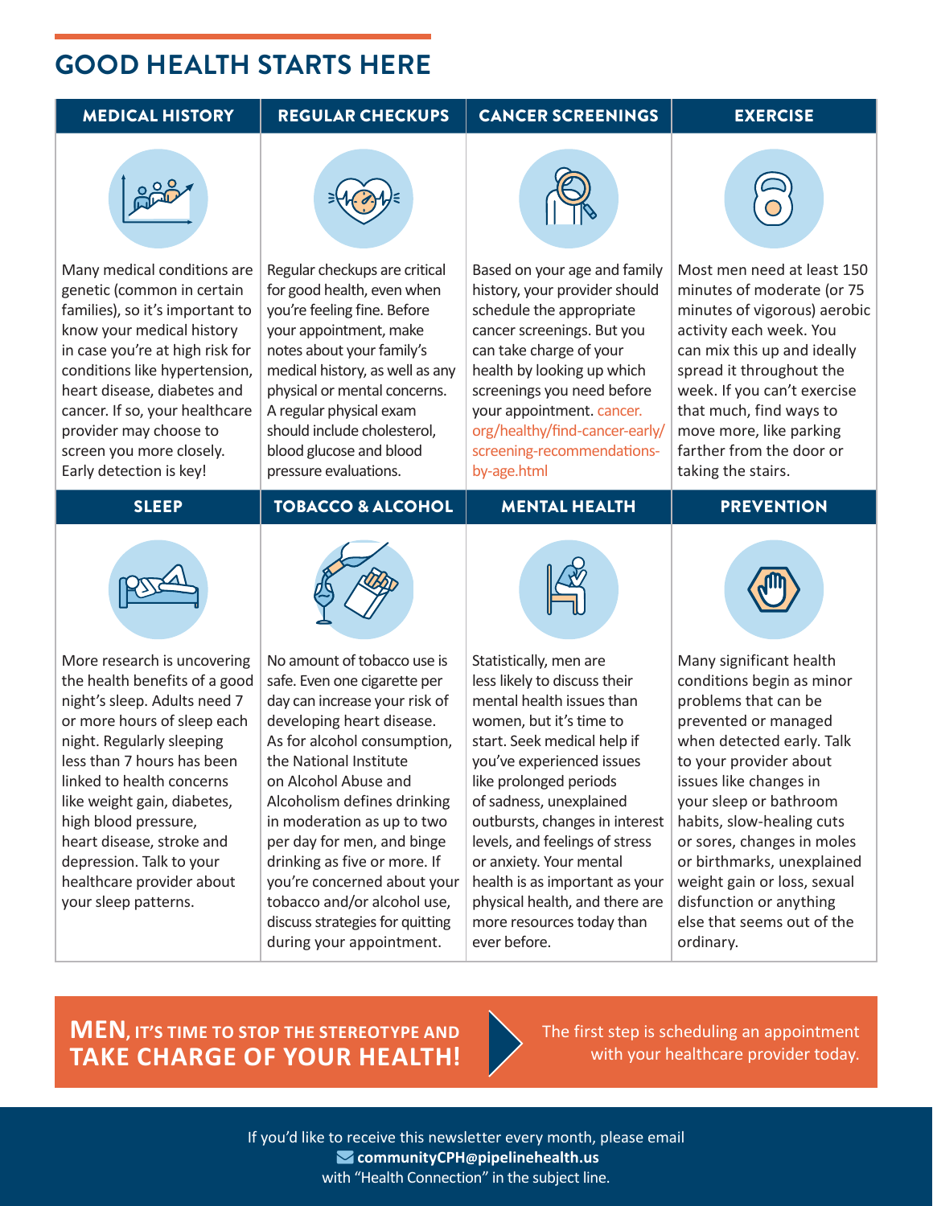# GOOD HEALTH STARTS HERE

## MEDICAL HISTORY

Many medical conditions are genetic (common in certain families), so it's important to know your medical history in case you're at high risk for conditions like hypertension, heart disease, diabetes and cancer. If so, your healthcare provider may choose to screen you more closely. Early detection is key!

## REGULAR CHECKUPS

Regular checkups are critical for good health, even when you're feeling fine. Before your appointment, make notes about your family's medical history, as well as any physical or mental concerns. A regular physical exam should include cholesterol, blood glucose and blood pressure evaluations.

## CANCER SCREENINGS

Based on your age and family history, your provider should schedule the appropriate cancer screenings. But you can take charge of your health by looking up which screenings you need before your appointment. cancer.org/healthy/find-cancer-early/screening-recommendations-by-age.html

## EXERCISE

Most men need at least 150 minutes of moderate (or 75 minutes of vigorous) aerobic activity each week. You can mix this up and ideally spread it throughout the week. If you can't exercise that much, find ways to move more, like parking farther from the door or taking the stairs.

## SLEEP

More research is uncovering the health benefits of a good night's sleep. Adults need 7 or more hours of sleep each night. Regularly sleeping less than 7 hours has been linked to health concerns like weight gain, diabetes, high blood pressure, heart disease, stroke and depression. Talk to your healthcare provider about your sleep patterns.

## TOBACCO & ALCOHOL

No amount of tobacco use is safe. Even one cigarette per day can increase your risk of developing heart disease. As for alcohol consumption, the National Institute on Alcohol Abuse and Alcoholism defines drinking in moderation as up to two per day for men, and binge drinking as five or more. If you're concerned about your tobacco and/or alcohol use, discuss strategies for quitting during your appointment.

## MENTAL HEALTH

Statistically, men are less likely to discuss their mental health issues than women, but it's time to start. Seek medical help if you've experienced issues like prolonged periods of sadness, unexplained outbursts, changes in interest levels, and feelings of stress or anxiety. Your mental health is as important as your physical health, and there are more resources today than ever before.

## PREVENTION

Many significant health conditions begin as minor problems that can be prevented or managed when detected early. Talk to your provider about issues like changes in your sleep or bathroom habits, slow-healing cuts or sores, changes in moles or birthmarks, unexplained weight gain or loss, sexual disfunction or anything else that seems out of the ordinary.

**MEN, IT'S TIME TO STOP THE STEREOTYPE AND TAKE CHARGE OF YOUR HEALTH!**

The first step is scheduling an appointment with your healthcare provider today.

If you'd like to receive this newsletter every month, please email **communityCPH@pipelinehealth.us** with "Health Connection" in the subject line.